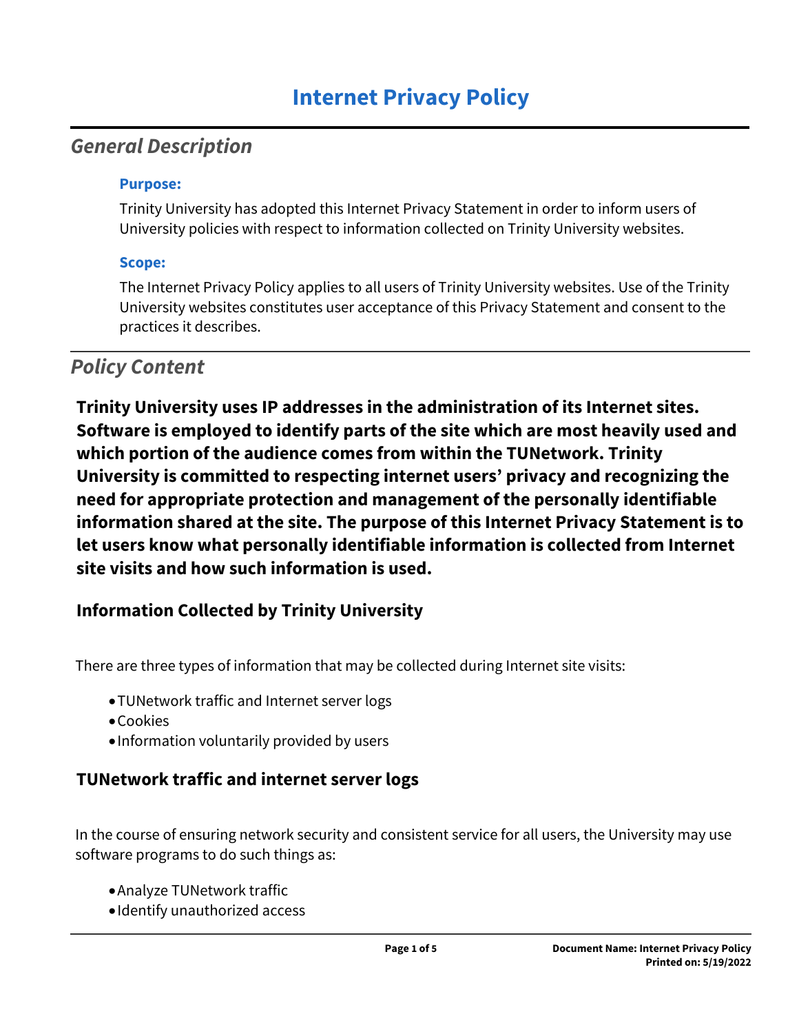# Internet Privacy Policy

## *General Description*

### Purpose:

Trinity University has adopted this Internet Privacy Statement in order to inform users of University policies with respect to information collected on Trinity University websites.

### Scope:

The Internet Privacy Policy applies to all users of Trinity University websites. Use of the Trinity University websites constitutes user acceptance of this Privacy Statement and consent to the practices it describes.

## *Policy Content*

**Trinity University uses IP addresses in the administration of its Internet sites. Software is employed to identify parts of the site which are most heavily used and which portion of the audience comes from within the TUNetwork. Trinity University is committed to respecting internet users' privacy and recognizing the need for appropriate protection and management of the personally identifiable information shared at the site. The purpose of this Internet Privacy Statement is to let users know what personally identifiable information is collected from Internet site visits and how such information is used.**

### Information Collected by Trinity University

There are three types of information that may be collected during Internet site visits:

- TUNetwork traffic and Internet server logs
- Cookies
- Information voluntarily provided by users

### TUNetwork traffic and internet server logs

In the course of ensuring network security and consistent service for all users, the University may use software programs to do such things as:

- Analyze TUNetwork traffic
- Identify unauthorized access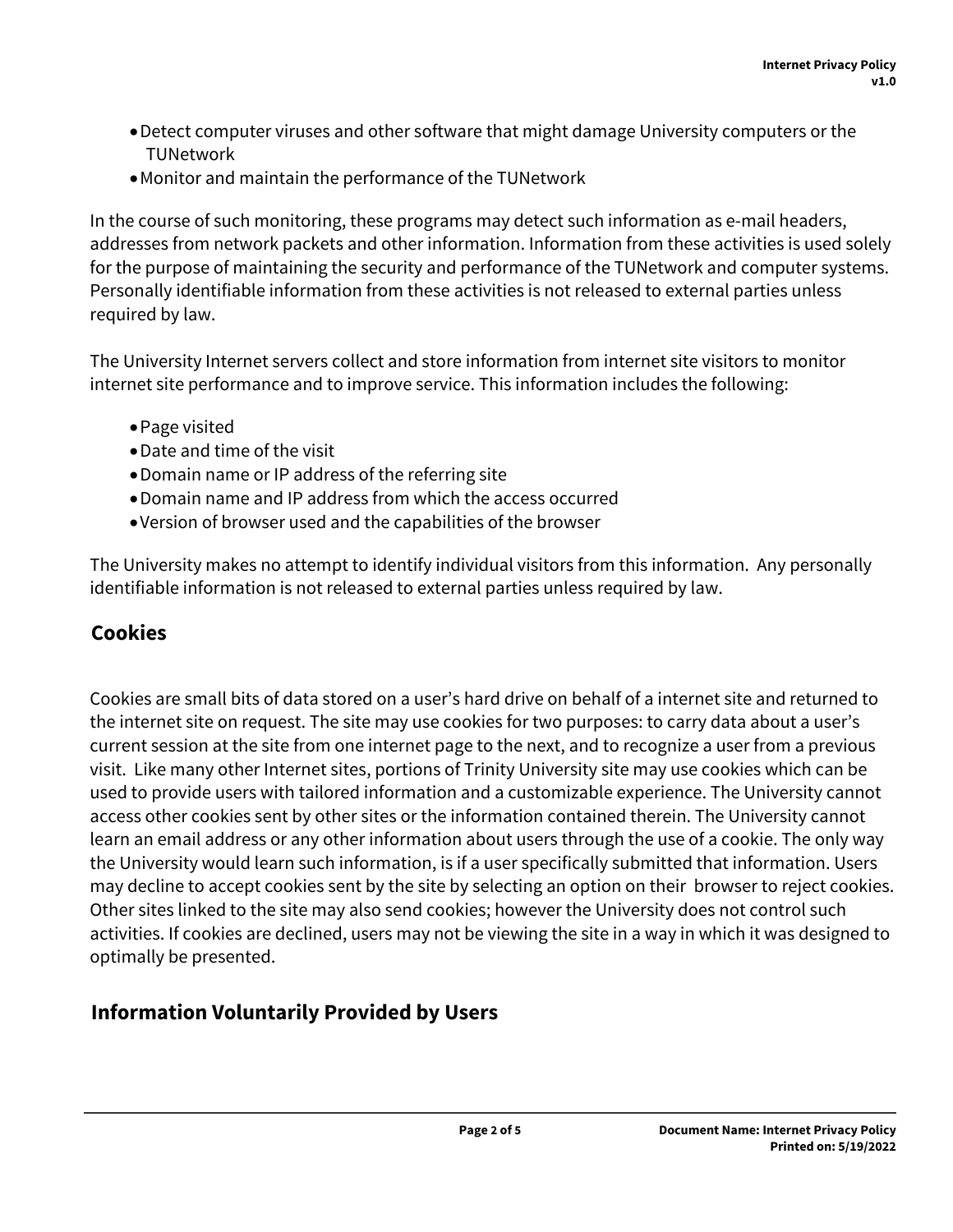- Detect computer viruses and other software that might damage University computers or the TUNetwork
- Monitor and maintain the performance of the TUNetwork

In the course of such monitoring, these programs may detect such information as e-mail headers, addresses from network packets and other information. Information from these activities is used solely for the purpose of maintaining the security and performance of the TUNetwork and computer systems. Personally identifiable information from these activities is not released to external parties unless required by law.

The University Internet servers collect and store information from internet site visitors to monitor internet site performance and to improve service. This information includes the following:

- Page visited
- Date and time of the visit
- Domain name or IP address of the referring site
- Domain name and IP address from which the access occurred
- Version of browser used and the capabilities of the browser

The University makes no attempt to identify individual visitors from this information. Any personally identifiable information is not released to external parties unless required by law.

## Cookies

Cookies are small bits of data stored on a user's hard drive on behalf of a internet site and returned to the internet site on request. The site may use cookies for two purposes: to carry data about a user's current session at the site from one internet page to the next, and to recognize a user from a previous visit. Like many other Internet sites, portions of Trinity University site may use cookies which can be used to provide users with tailored information and a customizable experience. The University cannot access other cookies sent by other sites or the information contained therein. The University cannot learn an email address or any other information about users through the use of a cookie. The only way the University would learn such information, is if a user specifically submitted that information. Users may decline to accept cookies sent by the site by selecting an option on their browser to reject cookies. Other sites linked to the site may also send cookies; however the University does not control such activities. If cookies are declined, users may not be viewing the site in a way in which it was designed to optimally be presented.

## Information Voluntarily Provided by Users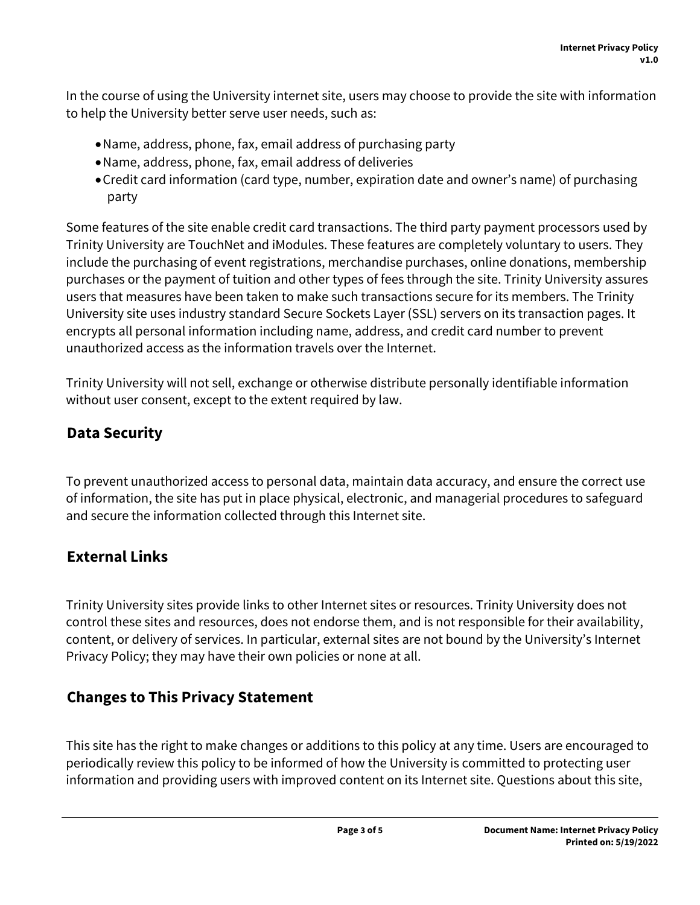In the course of using the University internet site, users may choose to provide the site with information to help the University better serve user needs, such as:

- Name, address, phone, fax, email address of purchasing party
- Name, address, phone, fax, email address of deliveries
- Credit card information (card type, number, expiration date and owner's name) of purchasing party

Some features of the site enable credit card transactions. The third party payment processors used by Trinity University are TouchNet and iModules. These features are completely voluntary to users. They include the purchasing of event registrations, merchandise purchases, online donations, membership purchases or the payment of tuition and other types of fees through the site. Trinity University assures users that measures have been taken to make such transactions secure for its members. The Trinity University site uses industry standard Secure Sockets Layer (SSL) servers on its transaction pages. It encrypts all personal information including name, address, and credit card number to prevent unauthorized access as the information travels over the Internet.

Trinity University will not sell, exchange or otherwise distribute personally identifiable information without user consent, except to the extent required by law.

## Data Security

To prevent unauthorized access to personal data, maintain data accuracy, and ensure the correct use of information, the site has put in place physical, electronic, and managerial procedures to safeguard and secure the information collected through this Internet site.

## External Links

Trinity University sites provide links to other Internet sites or resources. Trinity University does not control these sites and resources, does not endorse them, and is not responsible for their availability, content, or delivery of services. In particular, external sites are not bound by the University's Internet Privacy Policy; they may have their own policies or none at all.

## Changes to This Privacy Statement

This site has the right to make changes or additions to this policy at any time. Users are encouraged to periodically review this policy to be informed of how the University is committed to protecting user information and providing users with improved content on its Internet site. Questions about this site,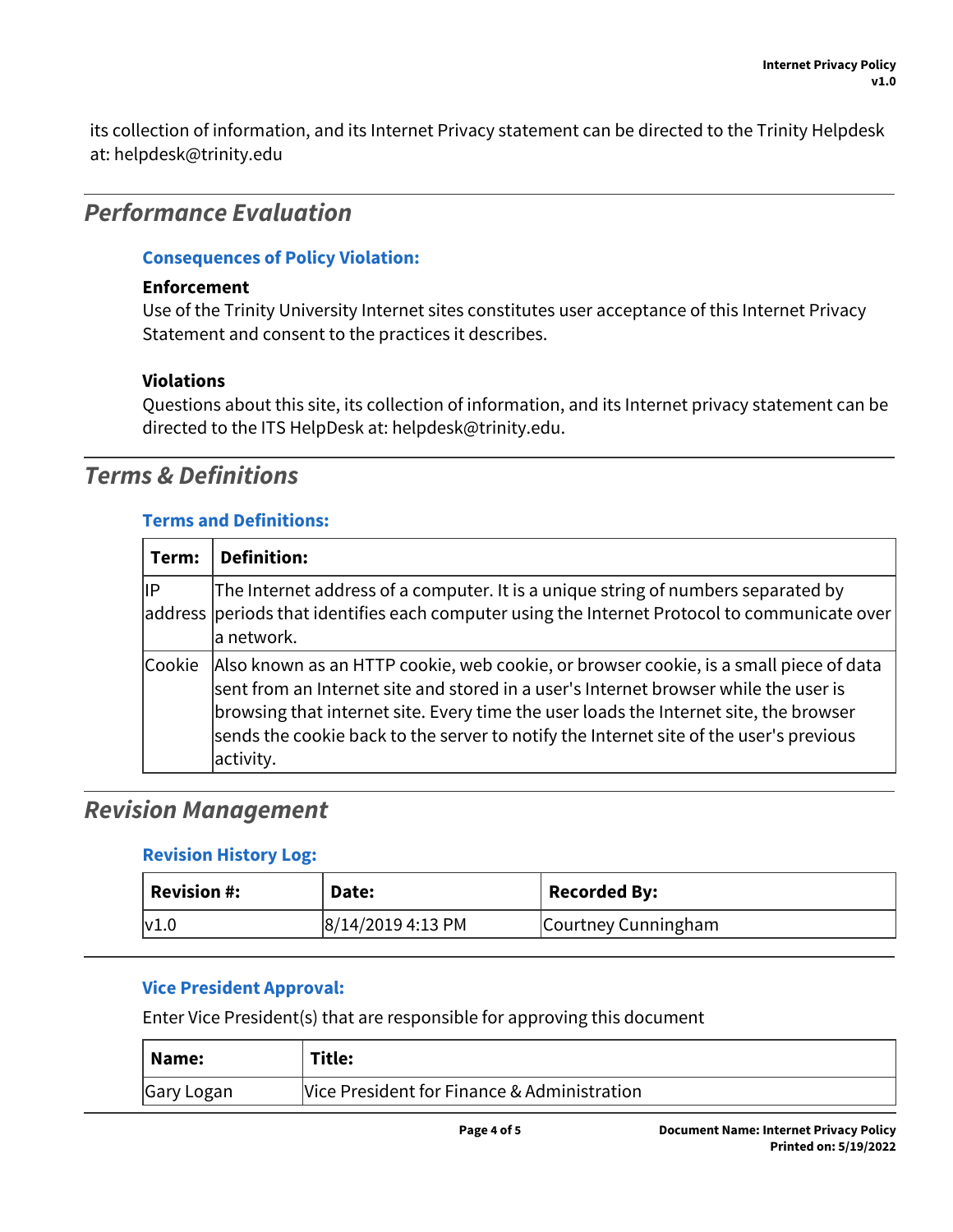its collection of information, and its Internet Privacy statement can be directed to the Trinity Helpdesk at: helpdesk@trinity.edu

## *Performance Evaluation*

### Consequences of Policy Violation:

**Enforcement**

Use of the Trinity University Internet sites constitutes user acceptance of this Internet Privacy Statement and consent to the practices it describes.

**Violations**

Questions about this site, its collection of information, and its Internet privacy statement can be directed to the ITS HelpDesk at: helpdesk@trinity.edu.

## *Terms & Definitions*

### Terms and Definitions:

| Term: | Definition: |
| --- | --- |
| IP address | The Internet address of a computer. It is a unique string of numbers separated by periods that identifies each computer using the Internet Protocol to communicate over a network. |
| Cookie | Also known as an HTTP cookie, web cookie, or browser cookie, is a small piece of data sent from an Internet site and stored in a user's Internet browser while the user is browsing that internet site. Every time the user loads the Internet site, the browser sends the cookie back to the server to notify the Internet site of the user's previous activity. |

## *Revision Management*

### Revision History Log:

| Revision #: | Date: | Recorded By: |
| --- | --- | --- |
| v1.0 | 8/14/2019 4:13 PM | Courtney Cunningham |

### Vice President Approval:

Enter Vice President(s) that are responsible for approving this document

| Name: | Title: |
| --- | --- |
| Gary Logan | Vice President for Finance & Administration |